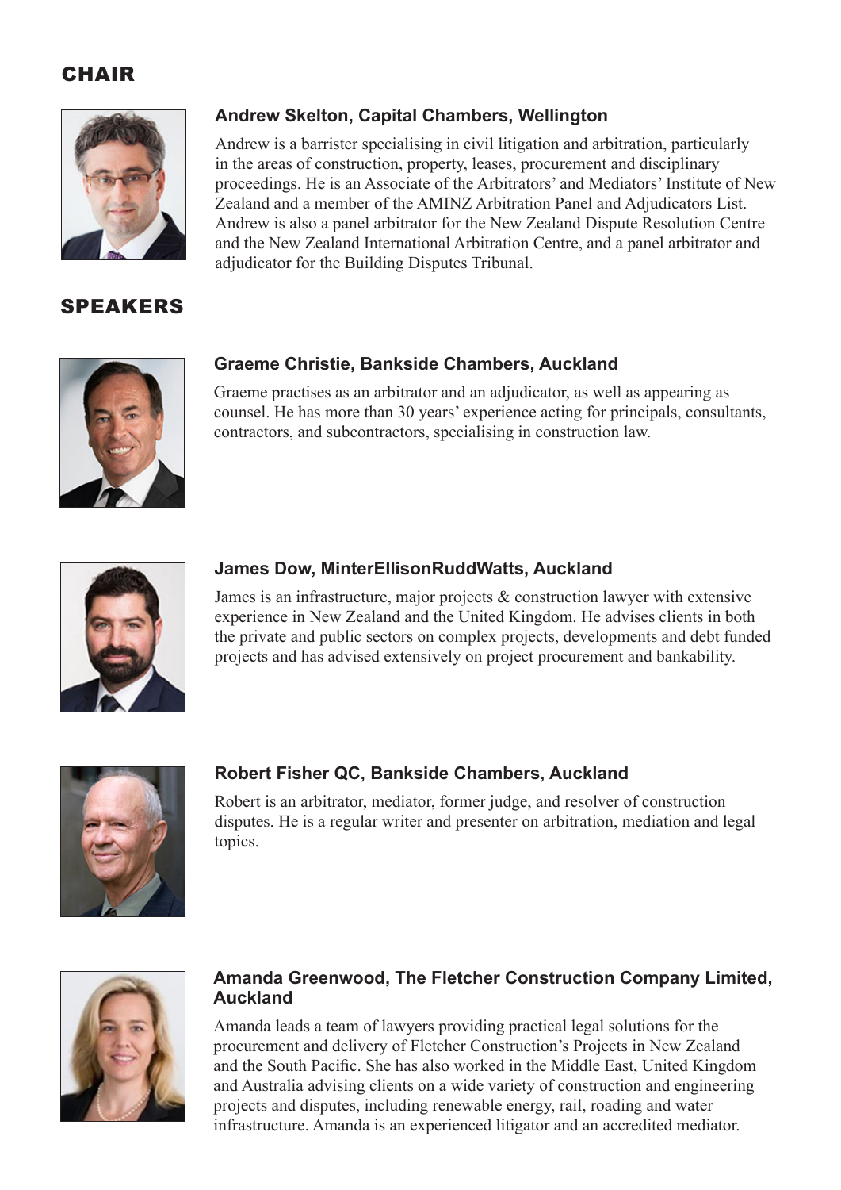## CHAIR

### Andrew Skelton, Capital Chambers, Wellington

Andrew is a barrister specialising in civil litigation and arbitration, particularly in the areas of construction, property, leases, procurement and disciplinary proceedings. He is an Associate of the Arbitrators' and Mediators' Institute of New Zealand and a member of the AMINZ Arbitration Panel and Adjudicators List. Andrew is also a panel arbitrator for the New Zealand Dispute Resolution Centre and the New Zealand International Arbitration Centre, and a panel arbitrator and adjudicator for the Building Disputes Tribunal.

## SPEAKERS

### Graeme Christie, Bankside Chambers, Auckland

Graeme practises as an arbitrator and an adjudicator, as well as appearing as counsel. He has more than 30 years' experience acting for principals, consultants, contractors, and subcontractors, specialising in construction law.

### James Dow, MinterEllisonRuddWatts, Auckland

James is an infrastructure, major projects & construction lawyer with extensive experience in New Zealand and the United Kingdom. He advises clients in both the private and public sectors on complex projects, developments and debt funded projects and has advised extensively on project procurement and bankability.

### Robert Fisher QC, Bankside Chambers, Auckland

Robert is an arbitrator, mediator, former judge, and resolver of construction disputes. He is a regular writer and presenter on arbitration, mediation and legal topics.

### Amanda Greenwood, The Fletcher Construction Company Limited, Auckland

Amanda leads a team of lawyers providing practical legal solutions for the procurement and delivery of Fletcher Construction's Projects in New Zealand and the South Pacific. She has also worked in the Middle East, United Kingdom and Australia advising clients on a wide variety of construction and engineering projects and disputes, including renewable energy, rail, roading and water infrastructure. Amanda is an experienced litigator and an accredited mediator.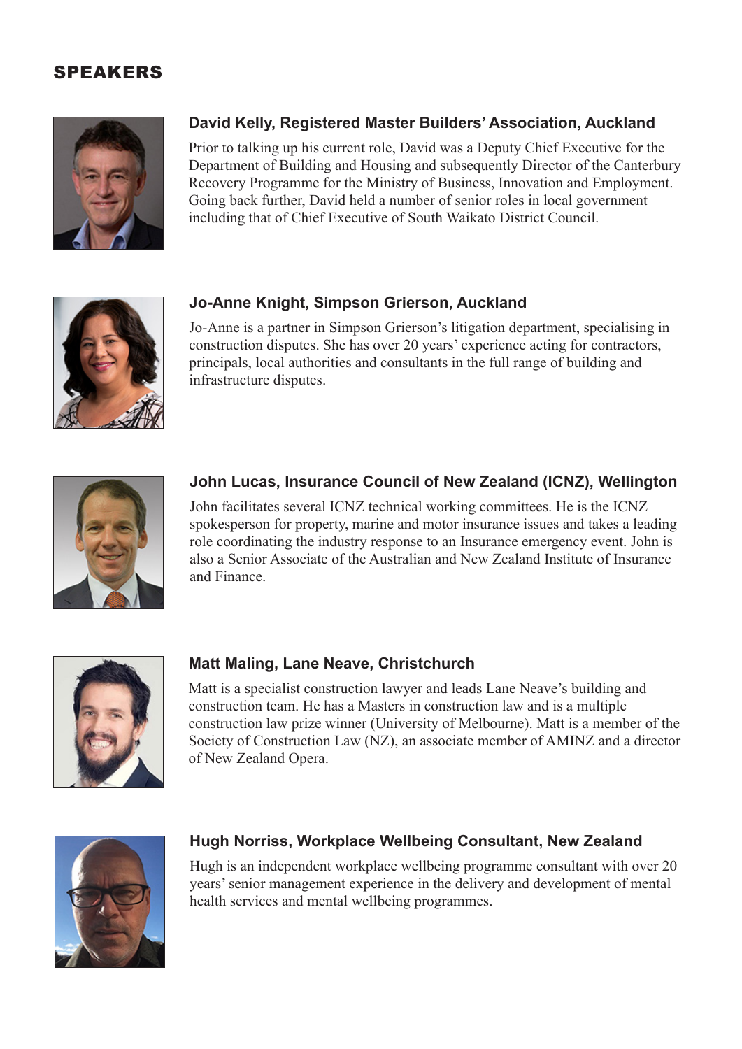## SPEAKERS

### David Kelly, Registered Master Builders' Association, Auckland

Prior to talking up his current role, David was a Deputy Chief Executive for the Department of Building and Housing and subsequently Director of the Canterbury Recovery Programme for the Ministry of Business, Innovation and Employment. Going back further, David held a number of senior roles in local government including that of Chief Executive of South Waikato District Council.

### Jo-Anne Knight, Simpson Grierson, Auckland

Jo-Anne is a partner in Simpson Grierson's litigation department, specialising in construction disputes. She has over 20 years' experience acting for contractors, principals, local authorities and consultants in the full range of building and infrastructure disputes.

### John Lucas, Insurance Council of New Zealand (ICNZ), Wellington

John facilitates several ICNZ technical working committees. He is the ICNZ spokesperson for property, marine and motor insurance issues and takes a leading role coordinating the industry response to an Insurance emergency event. John is also a Senior Associate of the Australian and New Zealand Institute of Insurance and Finance.

### Matt Maling, Lane Neave, Christchurch

Matt is a specialist construction lawyer and leads Lane Neave's building and construction team. He has a Masters in construction law and is a multiple construction law prize winner (University of Melbourne). Matt is a member of the Society of Construction Law (NZ), an associate member of AMINZ and a director of New Zealand Opera.

### Hugh Norriss, Workplace Wellbeing Consultant, New Zealand

Hugh is an independent workplace wellbeing programme consultant with over 20 years' senior management experience in the delivery and development of mental health services and mental wellbeing programmes.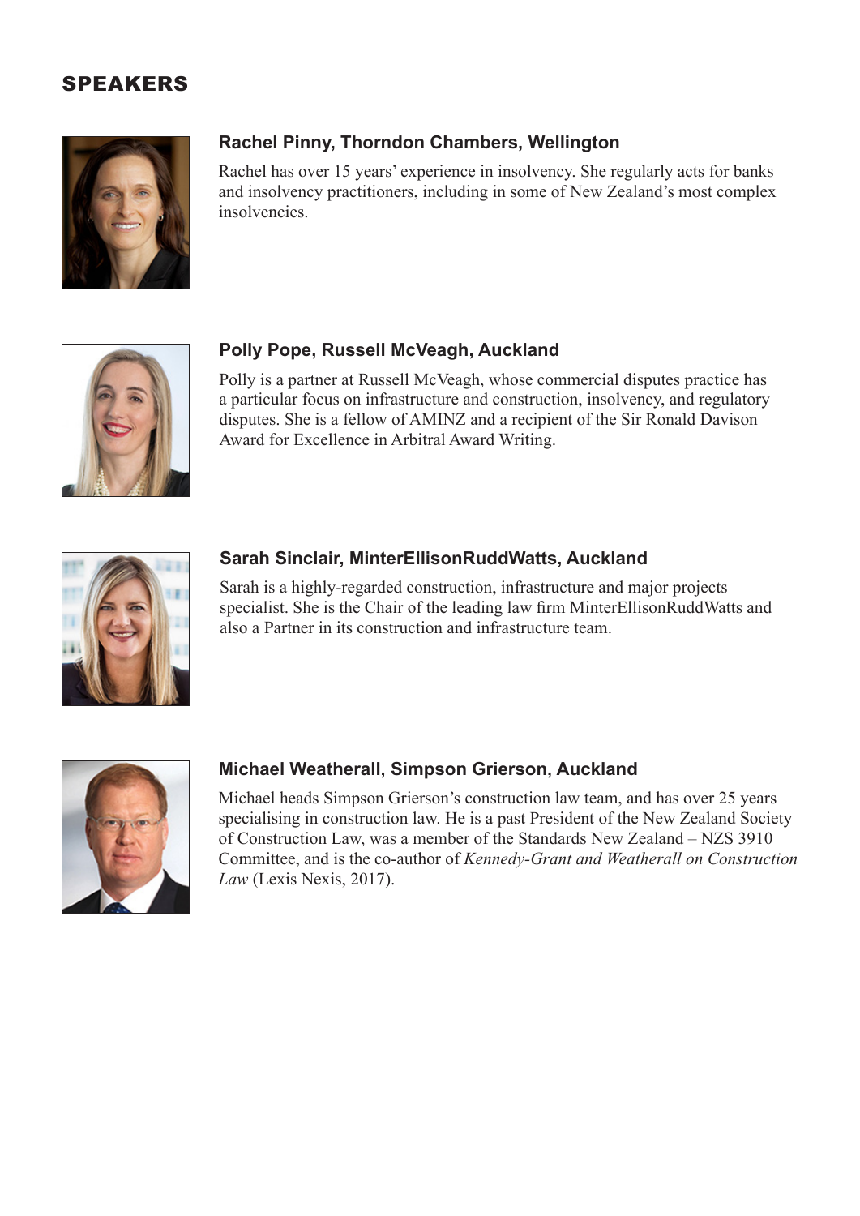## SPEAKERS

### Rachel Pinny, Thorndon Chambers, Wellington

Rachel has over 15 years' experience in insolvency. She regularly acts for banks and insolvency practitioners, including in some of New Zealand's most complex insolvencies.

### Polly Pope, Russell McVeagh, Auckland

Polly is a partner at Russell McVeagh, whose commercial disputes practice has a particular focus on infrastructure and construction, insolvency, and regulatory disputes. She is a fellow of AMINZ and a recipient of the Sir Ronald Davison Award for Excellence in Arbitral Award Writing.

### Sarah Sinclair, MinterEllisonRuddWatts, Auckland

Sarah is a highly-regarded construction, infrastructure and major projects specialist. She is the Chair of the leading law firm MinterEllisonRuddWatts and also a Partner in its construction and infrastructure team.

### Michael Weatherall, Simpson Grierson, Auckland

Michael heads Simpson Grierson's construction law team, and has over 25 years specialising in construction law. He is a past President of the New Zealand Society of Construction Law, was a member of the Standards New Zealand – NZS 3910 Committee, and is the co-author of *Kennedy-Grant and Weatherall on Construction Law* (Lexis Nexis, 2017).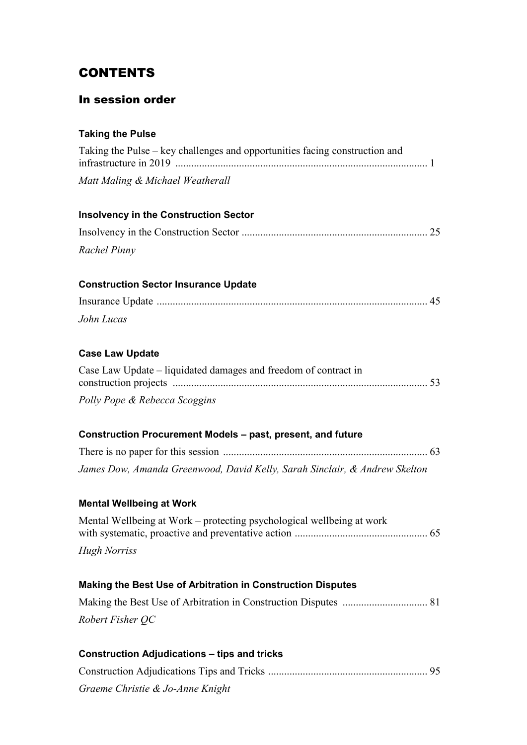# CONTENTS

## In session order

### Taking the Pulse

Taking the Pulse – key challenges and opportunities facing construction and infrastructure in 2019 ............................................................................................ 1

*Matt Maling & Michael Weatherall*

### Insolvency in the Construction Sector

Insolvency in the Construction Sector .................................................................... 25

*Rachel Pinny*

### Construction Sector Insurance Update

Insurance Update .................................................................................................... 45

*John Lucas*

### Case Law Update

Case Law Update – liquidated damages and freedom of contract in construction projects ............................................................................................... 53

*Polly Pope & Rebecca Scoggins*

### Construction Procurement Models – past, present, and future

There is no paper for this session ............................................................................ 63

*James Dow, Amanda Greenwood, David Kelly, Sarah Sinclair, & Andrew Skelton*

### Mental Wellbeing at Work

Mental Wellbeing at Work – protecting psychological wellbeing at work with systematic, proactive and preventative action ................................................. 65

*Hugh Norriss*

### Making the Best Use of Arbitration in Construction Disputes

Making the Best Use of Arbitration in Construction Disputes ................................ 81

*Robert Fisher QC*

### Construction Adjudications – tips and tricks

Construction Adjudications Tips and Tricks ........................................................... 95

*Graeme Christie & Jo-Anne Knight*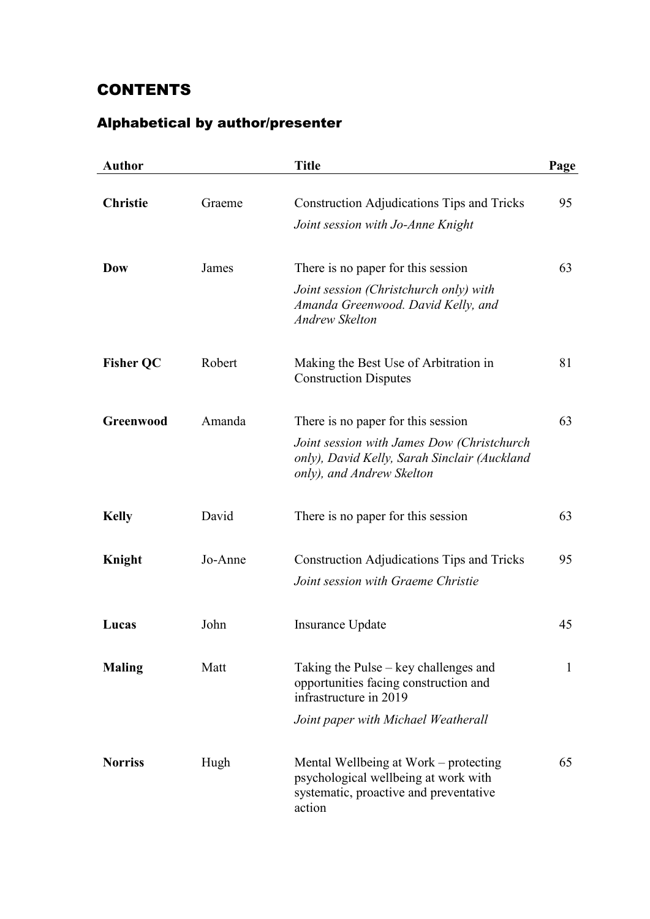## CONTENTS

### Alphabetical by author/presenter

| Author | | Title | Page |
|---|---|---|---|
| **Christie** | Graeme | Construction Adjudications Tips and Tricks<br>*Joint session with Jo-Anne Knight* | 95 |
| **Dow** | James | There is no paper for this session<br>*Joint session (Christchurch only) with Amanda Greenwood. David Kelly, and Andrew Skelton* | 63 |
| **Fisher QC** | Robert | Making the Best Use of Arbitration in Construction Disputes | 81 |
| **Greenwood** | Amanda | There is no paper for this session<br>*Joint session with James Dow (Christchurch only), David Kelly, Sarah Sinclair (Auckland only), and Andrew Skelton* | 63 |
| **Kelly** | David | There is no paper for this session | 63 |
| **Knight** | Jo-Anne | Construction Adjudications Tips and Tricks<br>*Joint session with Graeme Christie* | 95 |
| **Lucas** | John | Insurance Update | 45 |
| **Maling** | Matt | Taking the Pulse – key challenges and opportunities facing construction and infrastructure in 2019<br>*Joint paper with Michael Weatherall* | 1 |
| **Norriss** | Hugh | Mental Wellbeing at Work – protecting psychological wellbeing at work with systematic, proactive and preventative action | 65 |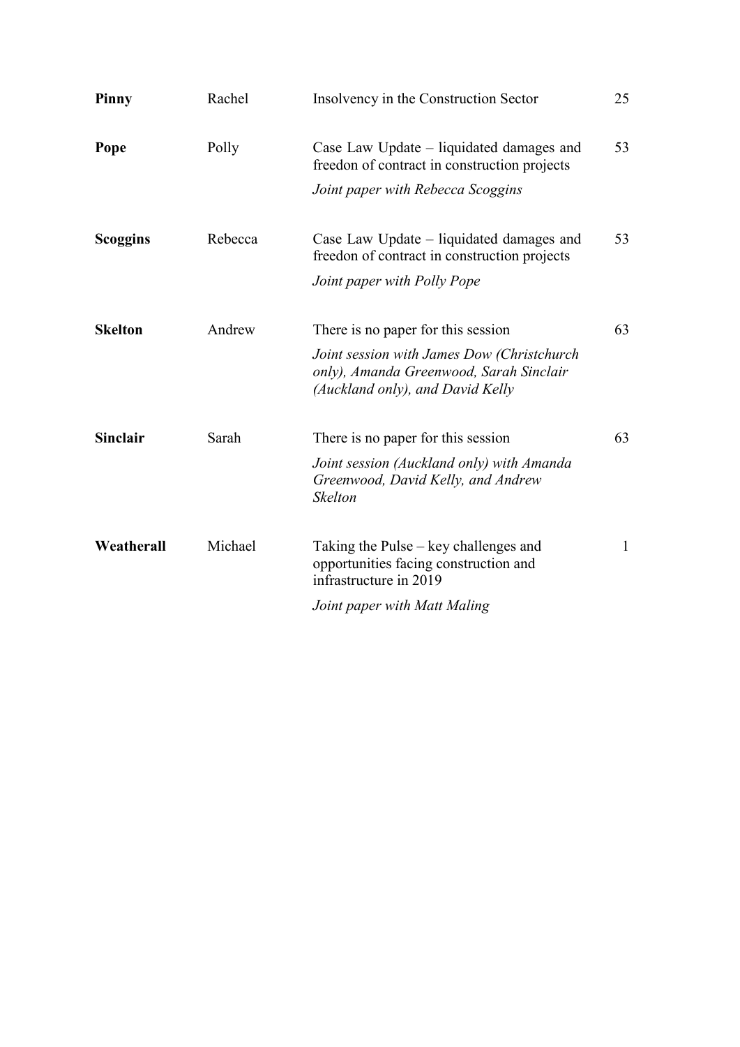| | | | |
|---|---|---|---|
| **Pinny** | Rachel | Insolvency in the Construction Sector | 25 |
| **Pope** | Polly | Case Law Update – liquidated damages and freedon of contract in construction projects<br>*Joint paper with Rebecca Scoggins* | 53 |
| **Scoggins** | Rebecca | Case Law Update – liquidated damages and freedon of contract in construction projects<br>*Joint paper with Polly Pope* | 53 |
| **Skelton** | Andrew | There is no paper for this session<br>*Joint session with James Dow (Christchurch only), Amanda Greenwood, Sarah Sinclair (Auckland only), and David Kelly* | 63 |
| **Sinclair** | Sarah | There is no paper for this session<br>*Joint session (Auckland only) with Amanda Greenwood, David Kelly, and Andrew Skelton* | 63 |
| **Weatherall** | Michael | Taking the Pulse – key challenges and opportunities facing construction and infrastructure in 2019<br>*Joint paper with Matt Maling* | 1 |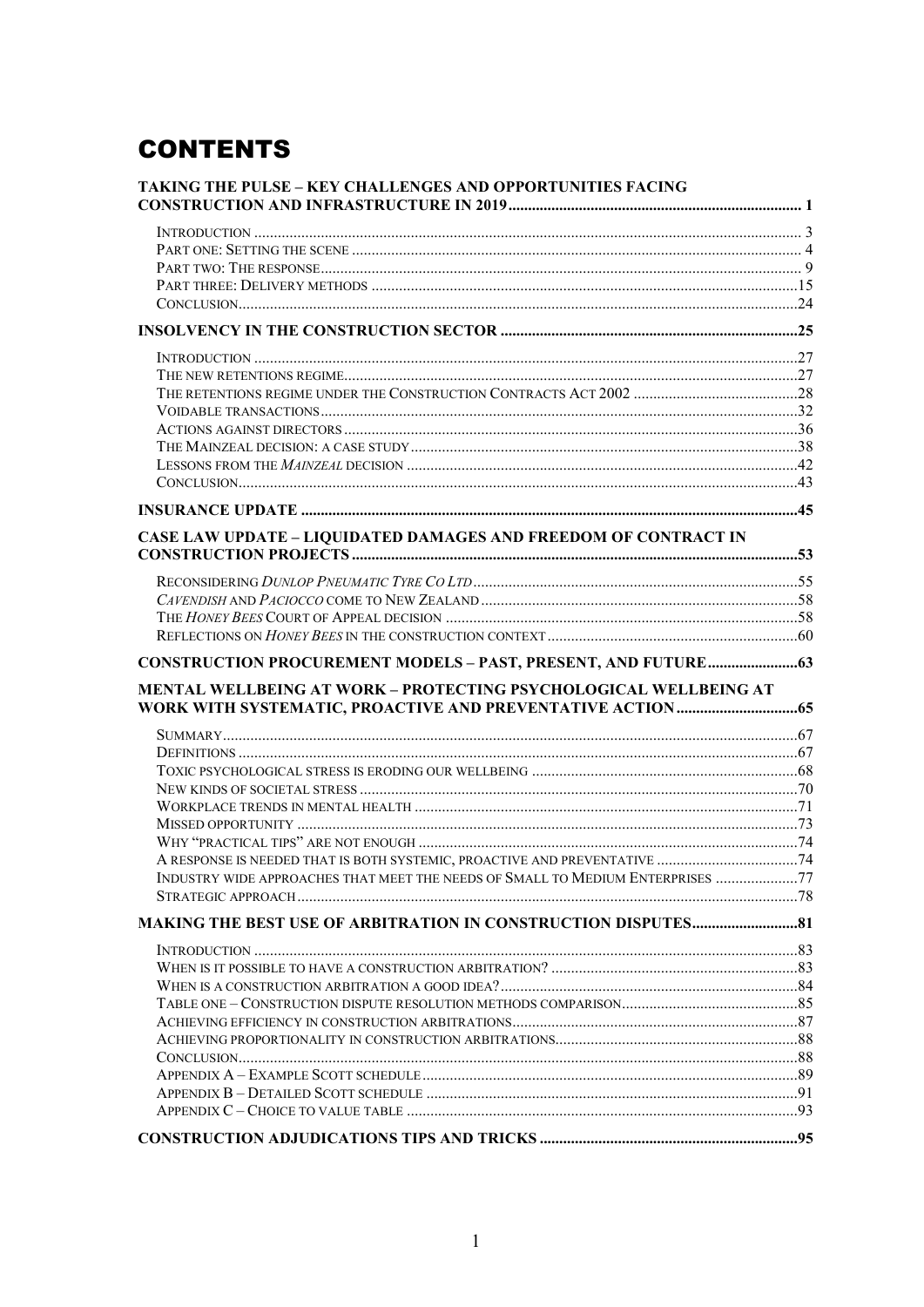# CONTENTS

**TAKING THE PULSE – KEY CHALLENGES AND OPPORTUNITIES FACING CONSTRUCTION AND INFRASTRUCTURE IN 2019** ........ 1

- INTRODUCTION ........ 3
- PART ONE: SETTING THE SCENE ........ 4
- PART TWO: THE RESPONSE ........ 9
- PART THREE: DELIVERY METHODS ........ 15
- CONCLUSION ........ 24

**INSOLVENCY IN THE CONSTRUCTION SECTOR** ........ 25

- INTRODUCTION ........ 27
- THE NEW RETENTIONS REGIME ........ 27
- THE RETENTIONS REGIME UNDER THE CONSTRUCTION CONTRACTS ACT 2002 ........ 28
- VOIDABLE TRANSACTIONS ........ 32
- ACTIONS AGAINST DIRECTORS ........ 36
- THE MAINZEAL DECISION: A CASE STUDY ........ 38
- LESSONS FROM THE *MAINZEAL* DECISION ........ 42
- CONCLUSION ........ 43

**INSURANCE UPDATE** ........ 45

**CASE LAW UPDATE – LIQUIDATED DAMAGES AND FREEDOM OF CONTRACT IN CONSTRUCTION PROJECTS** ........ 53

- RECONSIDERING *DUNLOP PNEUMATIC TYRE CO LTD* ........ 55
- *CAVENDISH* AND *PACIOCCO* COME TO NEW ZEALAND ........ 58
- THE *HONEY BEES* COURT OF APPEAL DECISION ........ 58
- REFLECTIONS ON *HONEY BEES* IN THE CONSTRUCTION CONTEXT ........ 60

**CONSTRUCTION PROCUREMENT MODELS – PAST, PRESENT, AND FUTURE** ........ 63

**MENTAL WELLBEING AT WORK – PROTECTING PSYCHOLOGICAL WELLBEING AT WORK WITH SYSTEMATIC, PROACTIVE AND PREVENTATIVE ACTION** ........ 65

- SUMMARY ........ 67
- DEFINITIONS ........ 67
- TOXIC PSYCHOLOGICAL STRESS IS ERODING OUR WELLBEING ........ 68
- NEW KINDS OF SOCIETAL STRESS ........ 70
- WORKPLACE TRENDS IN MENTAL HEALTH ........ 71
- MISSED OPPORTUNITY ........ 73
- WHY "PRACTICAL TIPS" ARE NOT ENOUGH ........ 74
- A RESPONSE IS NEEDED THAT IS BOTH SYSTEMIC, PROACTIVE AND PREVENTATIVE ........ 74
- INDUSTRY WIDE APPROACHES THAT MEET THE NEEDS OF SMALL TO MEDIUM ENTERPRISES ........ 77
- STRATEGIC APPROACH ........ 78

**MAKING THE BEST USE OF ARBITRATION IN CONSTRUCTION DISPUTES** ........ 81

- INTRODUCTION ........ 83
- WHEN IS IT POSSIBLE TO HAVE A CONSTRUCTION ARBITRATION? ........ 83
- WHEN IS A CONSTRUCTION ARBITRATION A GOOD IDEA? ........ 84
- TABLE ONE – CONSTRUCTION DISPUTE RESOLUTION METHODS COMPARISON ........ 85
- ACHIEVING EFFICIENCY IN CONSTRUCTION ARBITRATIONS ........ 87
- ACHIEVING PROPORTIONALITY IN CONSTRUCTION ARBITRATIONS ........ 88
- CONCLUSION ........ 88
- APPENDIX A – EXAMPLE SCOTT SCHEDULE ........ 89
- APPENDIX B – DETAILED SCOTT SCHEDULE ........ 91
- APPENDIX C – CHOICE TO VALUE TABLE ........ 93

**CONSTRUCTION ADJUDICATIONS TIPS AND TRICKS** ........ 95